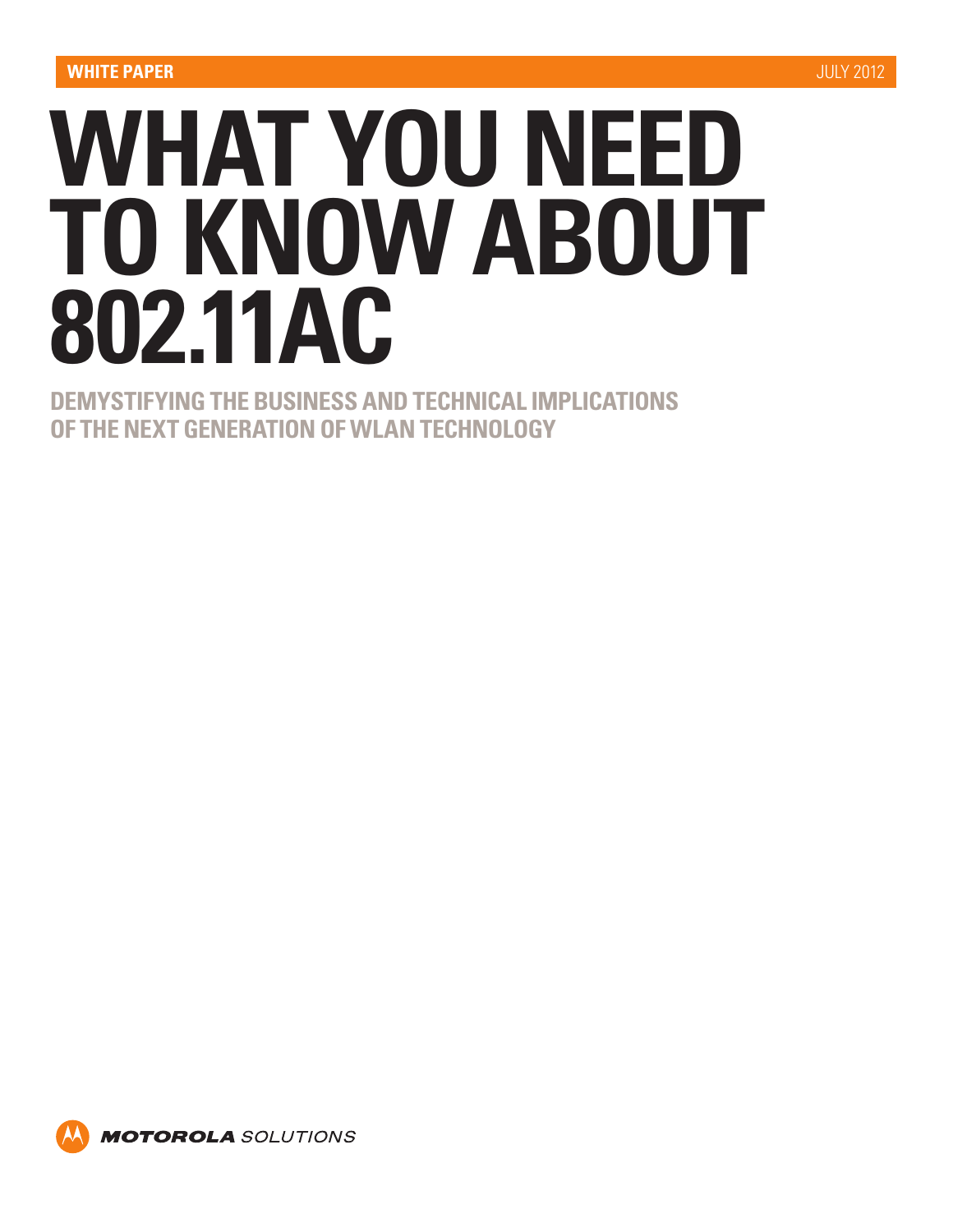WHITE PAPER

JULY 2012

# WHAT YOU NEED TO KNOW ABOUT 802.11AC

## DEMYSTIFYING THE BUSINESS AND TECHNICAL IMPLICATIONS OF THE NEXT GENERATION OF WLAN TECHNOLOGY

MOTOROLA SOLUTIONS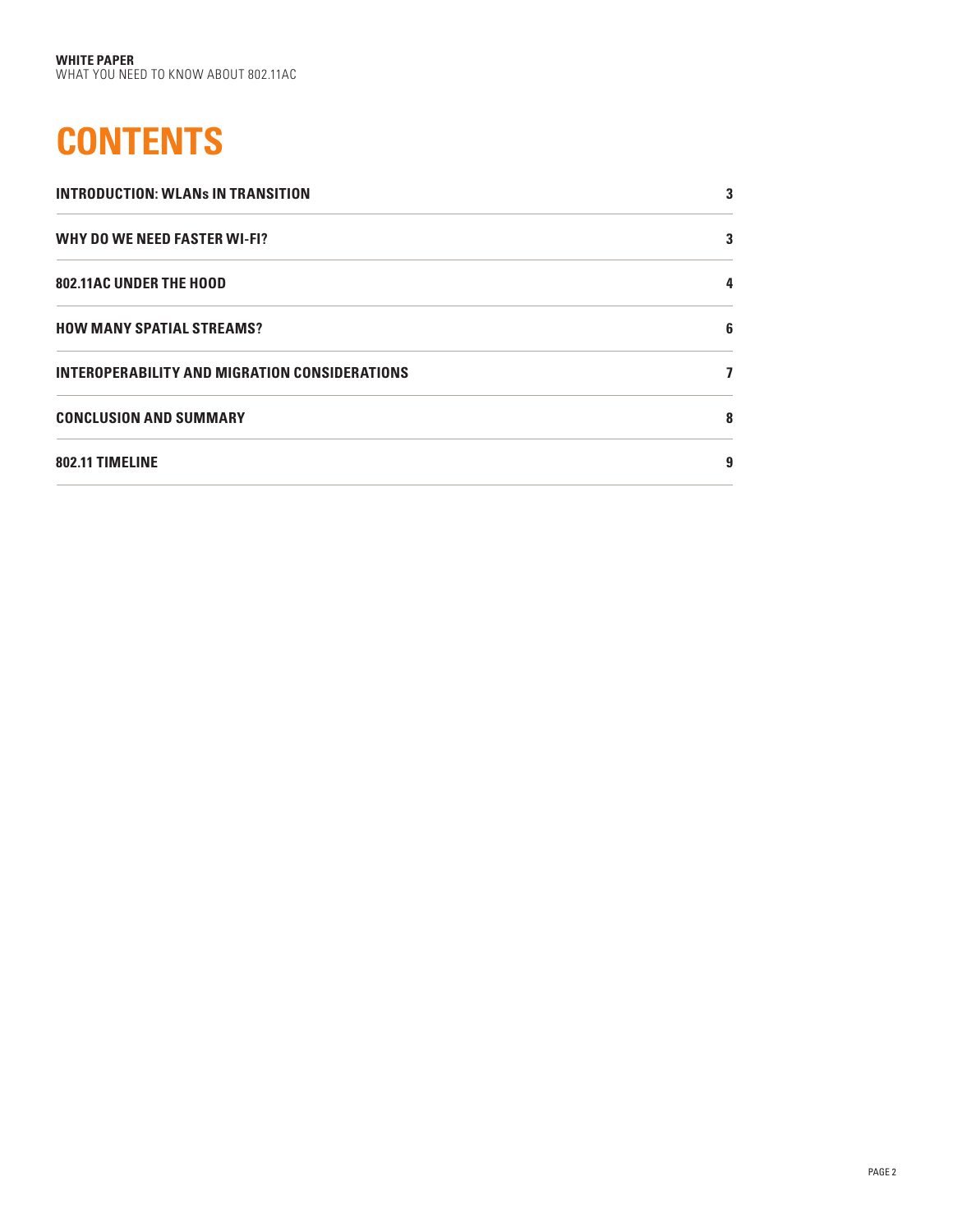# CONTENTS

| | |
|---|---|
| **INTRODUCTION: WLANs IN TRANSITION** | **3** |
| **WHY DO WE NEED FASTER WI-FI?** | **3** |
| **802.11AC UNDER THE HOOD** | **4** |
| **HOW MANY SPATIAL STREAMS?** | **6** |
| **INTEROPERABILITY AND MIGRATION CONSIDERATIONS** | **7** |
| **CONCLUSION AND SUMMARY** | **8** |
| **802.11 TIMELINE** | **9** |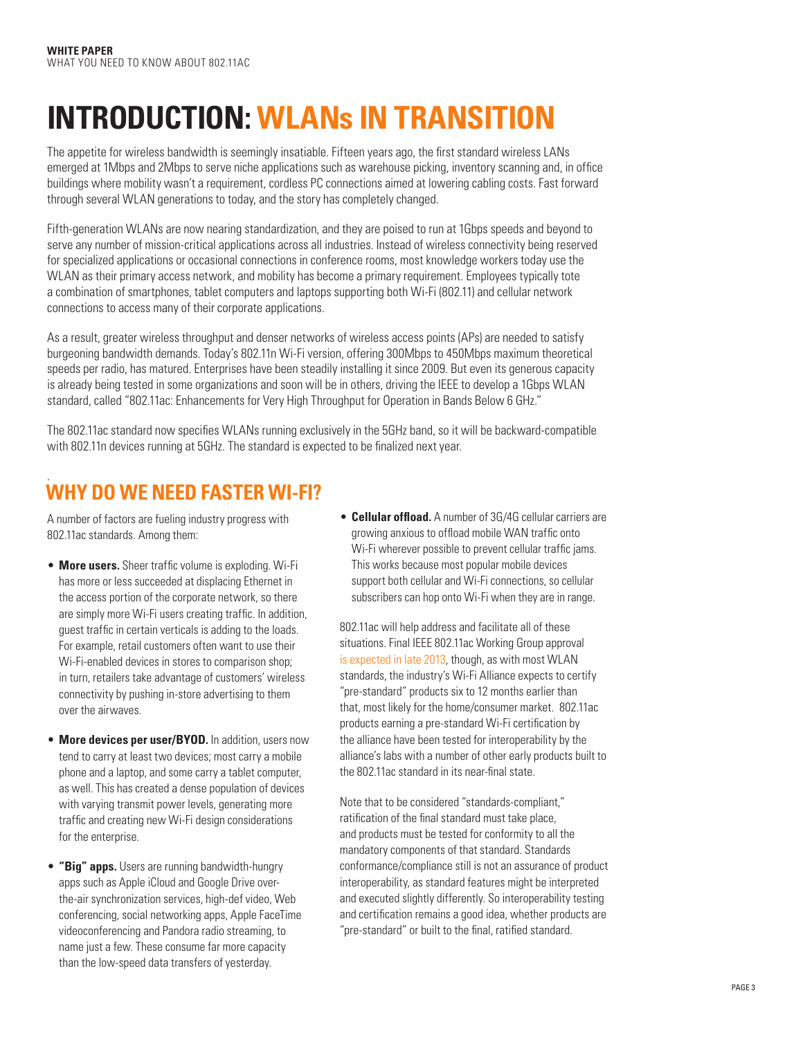# INTRODUCTION: WLANs IN TRANSITION

The appetite for wireless bandwidth is seemingly insatiable. Fifteen years ago, the first standard wireless LANs emerged at 1Mbps and 2Mbps to serve niche applications such as warehouse picking, inventory scanning and, in office buildings where mobility wasn't a requirement, cordless PC connections aimed at lowering cabling costs. Fast forward through several WLAN generations to today, and the story has completely changed.

Fifth-generation WLANs are now nearing standardization, and they are poised to run at 1Gbps speeds and beyond to serve any number of mission-critical applications across all industries. Instead of wireless connectivity being reserved for specialized applications or occasional connections in conference rooms, most knowledge workers today use the WLAN as their primary access network, and mobility has become a primary requirement. Employees typically tote a combination of smartphones, tablet computers and laptops supporting both Wi-Fi (802.11) and cellular network connections to access many of their corporate applications.

As a result, greater wireless throughput and denser networks of wireless access points (APs) are needed to satisfy burgeoning bandwidth demands. Today's 802.11n Wi-Fi version, offering 300Mbps to 450Mbps maximum theoretical speeds per radio, has matured. Enterprises have been steadily installing it since 2009. But even its generous capacity is already being tested in some organizations and soon will be in others, driving the IEEE to develop a 1Gbps WLAN standard, called "802.11ac: Enhancements for Very High Throughput for Operation in Bands Below 6 GHz."

The 802.11ac standard now specifies WLANs running exclusively in the 5GHz band, so it will be backward-compatible with 802.11n devices running at 5GHz. The standard is expected to be finalized next year.

## WHY DO WE NEED FASTER WI-FI?

A number of factors are fueling industry progress with 802.11ac standards. Among them:

- **More users.** Sheer traffic volume is exploding. Wi-Fi has more or less succeeded at displacing Ethernet in the access portion of the corporate network, so there are simply more Wi-Fi users creating traffic. In addition, guest traffic in certain verticals is adding to the loads. For example, retail customers often want to use their Wi-Fi-enabled devices in stores to comparison shop; in turn, retailers take advantage of customers' wireless connectivity by pushing in-store advertising to them over the airwaves.
- **More devices per user/BYOD.** In addition, users now tend to carry at least two devices; most carry a mobile phone and a laptop, and some carry a tablet computer, as well. This has created a dense population of devices with varying transmit power levels, generating more traffic and creating new Wi-Fi design considerations for the enterprise.
- **"Big" apps.** Users are running bandwidth-hungry apps such as Apple iCloud and Google Drive over-the-air synchronization services, high-def video, Web conferencing, social networking apps, Apple FaceTime videoconferencing and Pandora radio streaming, to name just a few. These consume far more capacity than the low-speed data transfers of yesterday.
- **Cellular offload.** A number of 3G/4G cellular carriers are growing anxious to offload mobile WAN traffic onto Wi-Fi wherever possible to prevent cellular traffic jams. This works because most popular mobile devices support both cellular and Wi-Fi connections, so cellular subscribers can hop onto Wi-Fi when they are in range.

802.11ac will help address and facilitate all of these situations. Final IEEE 802.11ac Working Group approval is expected in late 2013, though, as with most WLAN standards, the industry's Wi-Fi Alliance expects to certify "pre-standard" products six to 12 months earlier than that, most likely for the home/consumer market. 802.11ac products earning a pre-standard Wi-Fi certification by the alliance have been tested for interoperability by the alliance's labs with a number of other early products built to the 802.11ac standard in its near-final state.

Note that to be considered "standards-compliant," ratification of the final standard must take place, and products must be tested for conformity to all the mandatory components of that standard. Standards conformance/compliance still is not an assurance of product interoperability, as standard features might be interpreted and executed slightly differently. So interoperability testing and certification remains a good idea, whether products are "pre-standard" or built to the final, ratified standard.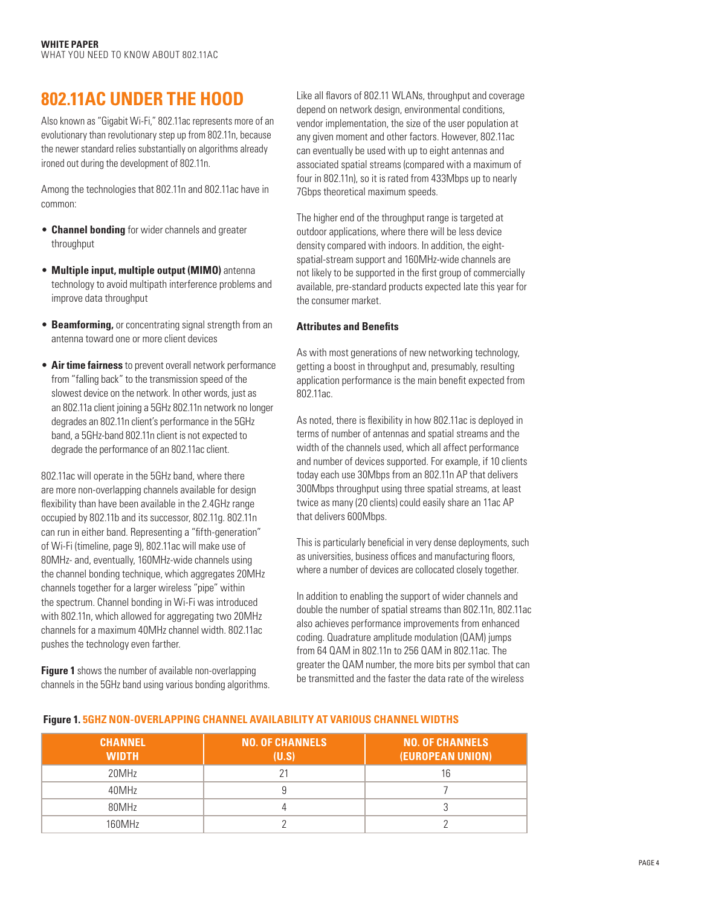# 802.11AC UNDER THE HOOD

Also known as "Gigabit Wi-Fi," 802.11ac represents more of an evolutionary than revolutionary step up from 802.11n, because the newer standard relies substantially on algorithms already ironed out during the development of 802.11n.

Among the technologies that 802.11n and 802.11ac have in common:

- **Channel bonding** for wider channels and greater throughput
- **Multiple input, multiple output (MIMO)** antenna technology to avoid multipath interference problems and improve data throughput
- **Beamforming,** or concentrating signal strength from an antenna toward one or more client devices
- **Air time fairness** to prevent overall network performance from "falling back" to the transmission speed of the slowest device on the network. In other words, just as an 802.11a client joining a 5GHz 802.11n network no longer degrades an 802.11n client's performance in the 5GHz band, a 5GHz-band 802.11n client is not expected to degrade the performance of an 802.11ac client.

802.11ac will operate in the 5GHz band, where there are more non-overlapping channels available for design flexibility than have been available in the 2.4GHz range occupied by 802.11b and its successor, 802.11g. 802.11n can run in either band. Representing a "fifth-generation" of Wi-Fi (timeline, page 9), 802.11ac will make use of 80MHz- and, eventually, 160MHz-wide channels using the channel bonding technique, which aggregates 20MHz channels together for a larger wireless "pipe" within the spectrum. Channel bonding in Wi-Fi was introduced with 802.11n, which allowed for aggregating two 20MHz channels for a maximum 40MHz channel width. 802.11ac pushes the technology even farther.

**Figure 1** shows the number of available non-overlapping channels in the 5GHz band using various bonding algorithms.

Like all flavors of 802.11 WLANs, throughput and coverage depend on network design, environmental conditions, vendor implementation, the size of the user population at any given moment and other factors. However, 802.11ac can eventually be used with up to eight antennas and associated spatial streams (compared with a maximum of four in 802.11n), so it is rated from 433Mbps up to nearly 7Gbps theoretical maximum speeds.

The higher end of the throughput range is targeted at outdoor applications, where there will be less device density compared with indoors. In addition, the eight-spatial-stream support and 160MHz-wide channels are not likely to be supported in the first group of commercially available, pre-standard products expected late this year for the consumer market.

### Attributes and Benefits

As with most generations of new networking technology, getting a boost in throughput and, presumably, resulting application performance is the main benefit expected from 802.11ac.

As noted, there is flexibility in how 802.11ac is deployed in terms of number of antennas and spatial streams and the width of the channels used, which all affect performance and number of devices supported. For example, if 10 clients today each use 30Mbps from an 802.11n AP that delivers 300Mbps throughput using three spatial streams, at least twice as many (20 clients) could easily share an 11ac AP that delivers 600Mbps.

This is particularly beneficial in very dense deployments, such as universities, business offices and manufacturing floors, where a number of devices are collocated closely together.

In addition to enabling the support of wider channels and double the number of spatial streams than 802.11n, 802.11ac also achieves performance improvements from enhanced coding. Quadrature amplitude modulation (QAM) jumps from 64 QAM in 802.11n to 256 QAM in 802.11ac. The greater the QAM number, the more bits per symbol that can be transmitted and the faster the data rate of the wireless

**Figure 1.** 5GHZ NON-OVERLAPPING CHANNEL AVAILABILITY AT VARIOUS CHANNEL WIDTHS

| CHANNEL WIDTH | NO. OF CHANNELS (U.S) | NO. OF CHANNELS (EUROPEAN UNION) |
|---|---|---|
| 20MHz | 21 | 16 |
| 40MHz | 9 | 7 |
| 80MHz | 4 | 3 |
| 160MHz | 2 | 2 |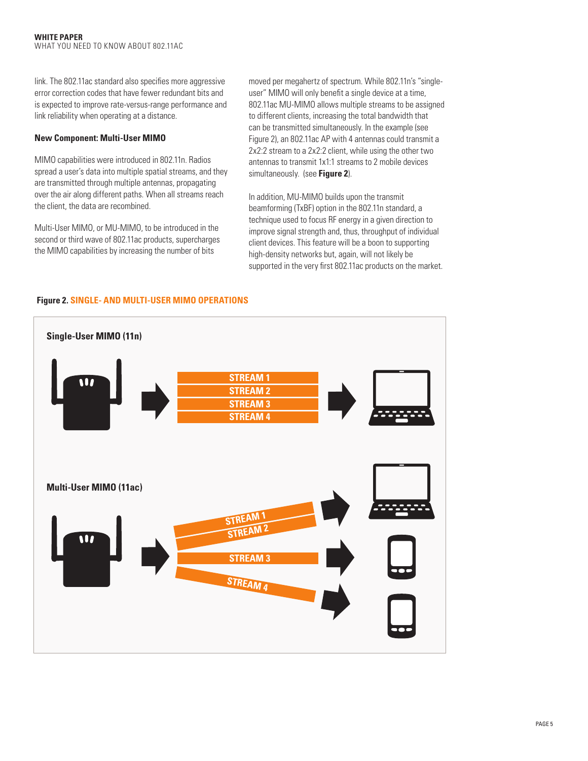link. The 802.11ac standard also specifies more aggressive error correction codes that have fewer redundant bits and is expected to improve rate-versus-range performance and link reliability when operating at a distance.

**New Component: Multi-User MIMO**

MIMO capabilities were introduced in 802.11n. Radios spread a user's data into multiple spatial streams, and they are transmitted through multiple antennas, propagating over the air along different paths. When all streams reach the client, the data are recombined.

Multi-User MIMO, or MU-MIMO, to be introduced in the second or third wave of 802.11ac products, supercharges the MIMO capabilities by increasing the number of bits moved per megahertz of spectrum. While 802.11n's "single-user" MIMO will only benefit a single device at a time, 802.11ac MU-MIMO allows multiple streams to be assigned to different clients, increasing the total bandwidth that can be transmitted simultaneously. In the example (see Figure 2), an 802.11ac AP with 4 antennas could transmit a 2x2:2 stream to a 2x2:2 client, while using the other two antennas to transmit 1x1:1 streams to 2 mobile devices simultaneously. (see **Figure 2**).

In addition, MU-MIMO builds upon the transmit beamforming (TxBF) option in the 802.11n standard, a technique used to focus RF energy in a given direction to improve signal strength and, thus, throughput of individual client devices. This feature will be a boon to supporting high-density networks but, again, will not likely be supported in the very first 802.11ac products on the market.

**Figure 2. SINGLE- AND MULTI-USER MIMO OPERATIONS**

**Single-User MIMO (11n)**

STREAM 1
STREAM 2
STREAM 3
STREAM 4

**Multi-User MIMO (11ac)**

STREAM 1
STREAM 2
STREAM 3
STREAM 4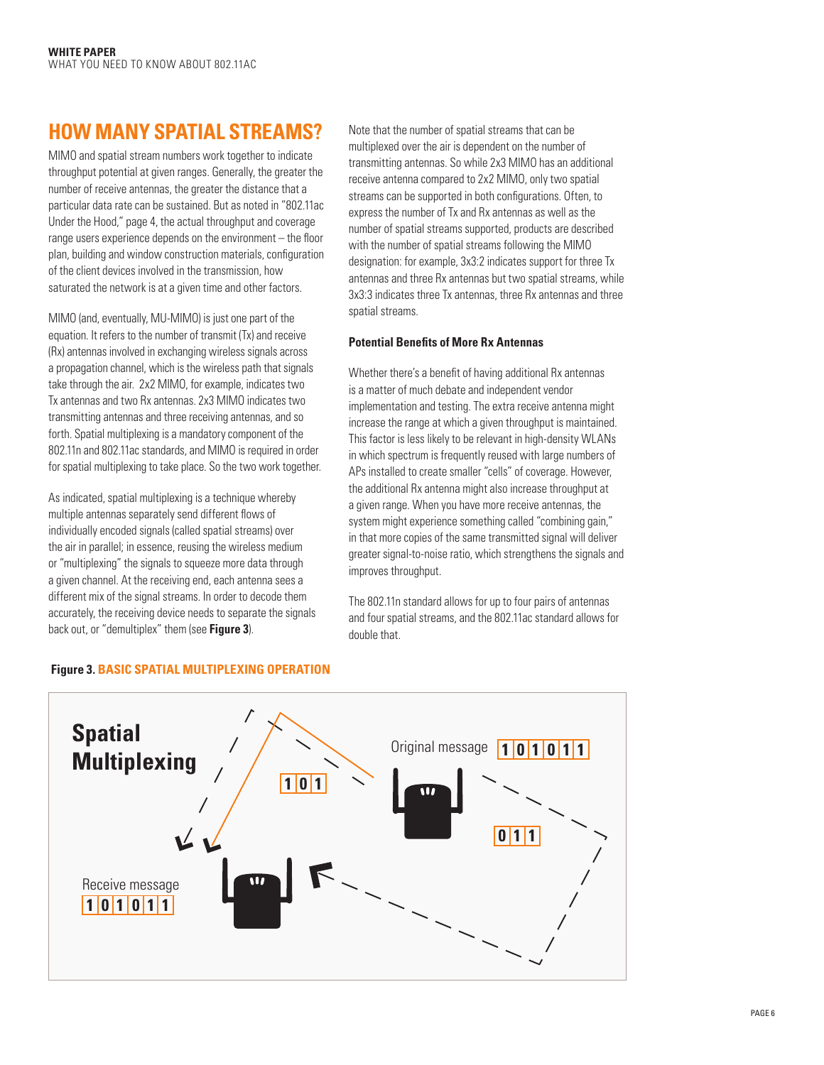## HOW MANY SPATIAL STREAMS?

MIMO and spatial stream numbers work together to indicate throughput potential at given ranges. Generally, the greater the number of receive antennas, the greater the distance that a particular data rate can be sustained. But as noted in "802.11ac Under the Hood," page 4, the actual throughput and coverage range users experience depends on the environment – the floor plan, building and window construction materials, configuration of the client devices involved in the transmission, how saturated the network is at a given time and other factors.

MIMO (and, eventually, MU-MIMO) is just one part of the equation. It refers to the number of transmit (Tx) and receive (Rx) antennas involved in exchanging wireless signals across a propagation channel, which is the wireless path that signals take through the air. 2x2 MIMO, for example, indicates two Tx antennas and two Rx antennas. 2x3 MIMO indicates two transmitting antennas and three receiving antennas, and so forth. Spatial multiplexing is a mandatory component of the 802.11n and 802.11ac standards, and MIMO is required in order for spatial multiplexing to take place. So the two work together.

As indicated, spatial multiplexing is a technique whereby multiple antennas separately send different flows of individually encoded signals (called spatial streams) over the air in parallel; in essence, reusing the wireless medium or "multiplexing" the signals to squeeze more data through a given channel. At the receiving end, each antenna sees a different mix of the signal streams. In order to decode them accurately, the receiving device needs to separate the signals back out, or "demultiplex" them (see **Figure 3**).

Note that the number of spatial streams that can be multiplexed over the air is dependent on the number of transmitting antennas. So while 2x3 MIMO has an additional receive antenna compared to 2x2 MIMO, only two spatial streams can be supported in both configurations. Often, to express the number of Tx and Rx antennas as well as the number of spatial streams supported, products are described with the number of spatial streams following the MIMO designation: for example, 3x3:2 indicates support for three Tx antennas and three Rx antennas but two spatial streams, while 3x3:3 indicates three Tx antennas, three Rx antennas and three spatial streams.

### Potential Benefits of More Rx Antennas

Whether there's a benefit of having additional Rx antennas is a matter of much debate and independent vendor implementation and testing. The extra receive antenna might increase the range at which a given throughput is maintained. This factor is less likely to be relevant in high-density WLANs in which spectrum is frequently reused with large numbers of APs installed to create smaller "cells" of coverage. However, the additional Rx antenna might also increase throughput at a given range. When you have more receive antennas, the system might experience something called "combining gain," in that more copies of the same transmitted signal will deliver greater signal-to-noise ratio, which strengthens the signals and improves throughput.

The 802.11n standard allows for up to four pairs of antennas and four spatial streams, and the 802.11ac standard allows for double that.

**Figure 3.** **BASIC SPATIAL MULTIPLEXING OPERATION**

Spatial Multiplexing

Original message 1 0 1 0 1 1

1 0 1

0 1 1

Receive message 1 0 1 0 1 1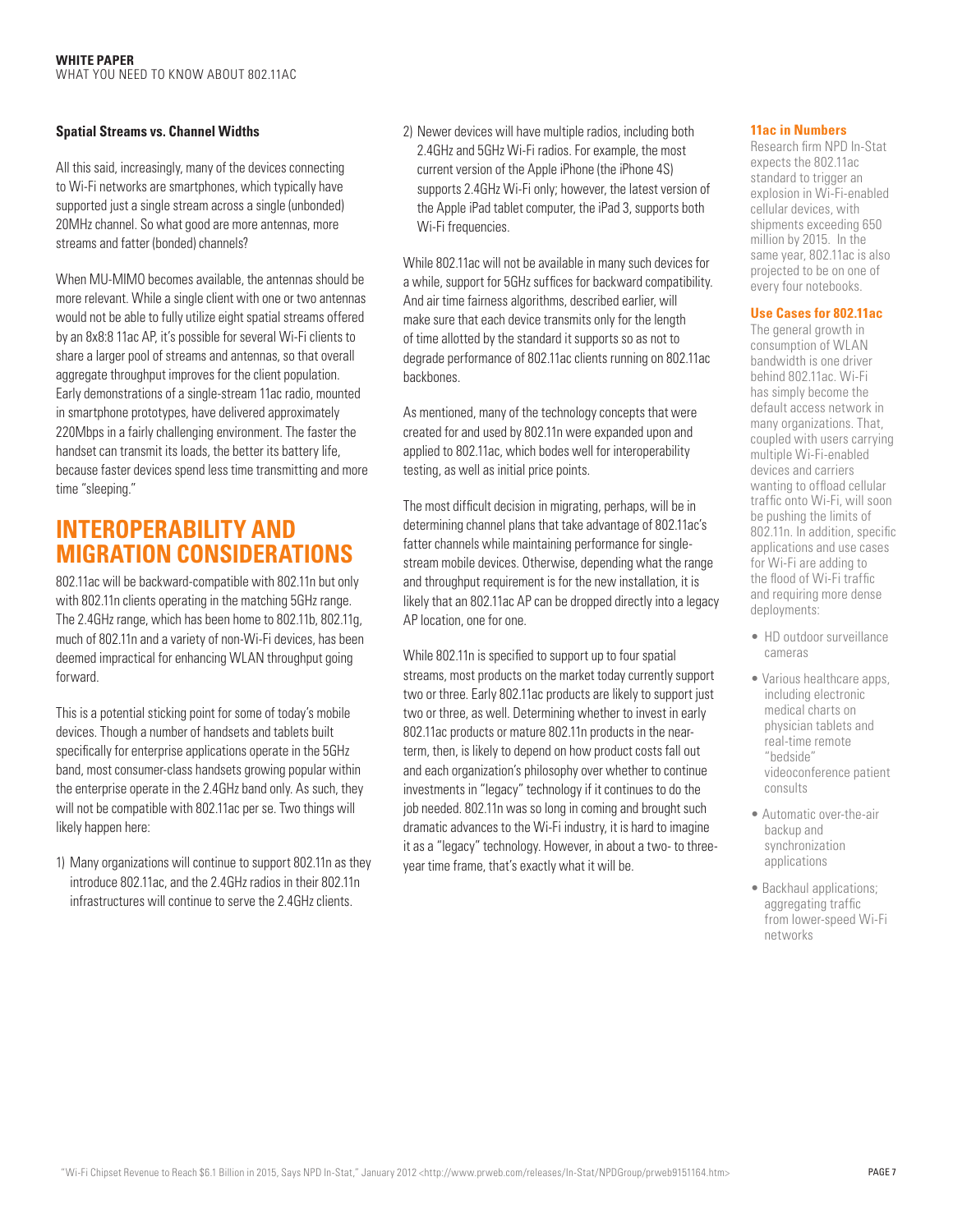### Spatial Streams vs. Channel Widths

All this said, increasingly, many of the devices connecting to Wi-Fi networks are smartphones, which typically have supported just a single stream across a single (unbonded) 20MHz channel. So what good are more antennas, more streams and fatter (bonded) channels?

When MU-MIMO becomes available, the antennas should be more relevant. While a single client with one or two antennas would not be able to fully utilize eight spatial streams offered by an 8x8:8 11ac AP, it's possible for several Wi-Fi clients to share a larger pool of streams and antennas, so that overall aggregate throughput improves for the client population. Early demonstrations of a single-stream 11ac radio, mounted in smartphone prototypes, have delivered approximately 220Mbps in a fairly challenging environment. The faster the handset can transmit its loads, the better its battery life, because faster devices spend less time transmitting and more time "sleeping."

## INTEROPERABILITY AND MIGRATION CONSIDERATIONS

802.11ac will be backward-compatible with 802.11n but only with 802.11n clients operating in the matching 5GHz range. The 2.4GHz range, which has been home to 802.11b, 802.11g, much of 802.11n and a variety of non-Wi-Fi devices, has been deemed impractical for enhancing WLAN throughput going forward.

This is a potential sticking point for some of today's mobile devices. Though a number of handsets and tablets built specifically for enterprise applications operate in the 5GHz band, most consumer-class handsets growing popular within the enterprise operate in the 2.4GHz band only. As such, they will not be compatible with 802.11ac per se. Two things will likely happen here:

1) Many organizations will continue to support 802.11n as they introduce 802.11ac, and the 2.4GHz radios in their 802.11n infrastructures will continue to serve the 2.4GHz clients.

2) Newer devices will have multiple radios, including both 2.4GHz and 5GHz Wi-Fi radios. For example, the most current version of the Apple iPhone (the iPhone 4S) supports 2.4GHz Wi-Fi only; however, the latest version of the Apple iPad tablet computer, the iPad 3, supports both Wi-Fi frequencies.

While 802.11ac will not be available in many such devices for a while, support for 5GHz suffices for backward compatibility. And air time fairness algorithms, described earlier, will make sure that each device transmits only for the length of time allotted by the standard it supports so as not to degrade performance of 802.11ac clients running on 802.11ac backbones.

As mentioned, many of the technology concepts that were created for and used by 802.11n were expanded upon and applied to 802.11ac, which bodes well for interoperability testing, as well as initial price points.

The most difficult decision in migrating, perhaps, will be in determining channel plans that take advantage of 802.11ac's fatter channels while maintaining performance for single-stream mobile devices. Otherwise, depending what the range and throughput requirement is for the new installation, it is likely that an 802.11ac AP can be dropped directly into a legacy AP location, one for one.

While 802.11n is specified to support up to four spatial streams, most products on the market today currently support two or three. Early 802.11ac products are likely to support just two or three, as well. Determining whether to invest in early 802.11ac products or mature 802.11n products in the near-term, then, is likely to depend on how product costs fall out and each organization's philosophy over whether to continue investments in "legacy" technology if it continues to do the job needed. 802.11n was so long in coming and brought such dramatic advances to the Wi-Fi industry, it is hard to imagine it as a "legacy" technology. However, in about a two- to three-year time frame, that's exactly what it will be.

#### 11ac in Numbers

Research firm NPD In-Stat expects the 802.11ac standard to trigger an explosion in Wi-Fi-enabled cellular devices, with shipments exceeding 650 million by 2015. In the same year, 802.11ac is also projected to be on one of every four notebooks.

#### Use Cases for 802.11ac

The general growth in consumption of WLAN bandwidth is one driver behind 802.11ac. Wi-Fi has simply become the default access network in many organizations. That, coupled with users carrying multiple Wi-Fi-enabled devices and carriers wanting to offload cellular traffic onto Wi-Fi, will soon be pushing the limits of 802.11n. In addition, specific applications and use cases for Wi-Fi are adding to the flood of Wi-Fi traffic and requiring more dense deployments:

- HD outdoor surveillance cameras
- Various healthcare apps, including electronic medical charts on physician tablets and real-time remote "bedside" videoconference patient consults
- Automatic over-the-air backup and synchronization applications
- Backhaul applications; aggregating traffic from lower-speed Wi-Fi networks

"Wi-Fi Chipset Revenue to Reach $6.1 Billion in 2015, Says NPD In-Stat," January 2012 <http://www.prweb.com/releases/In-Stat/NPDGroup/prweb9151164.htm>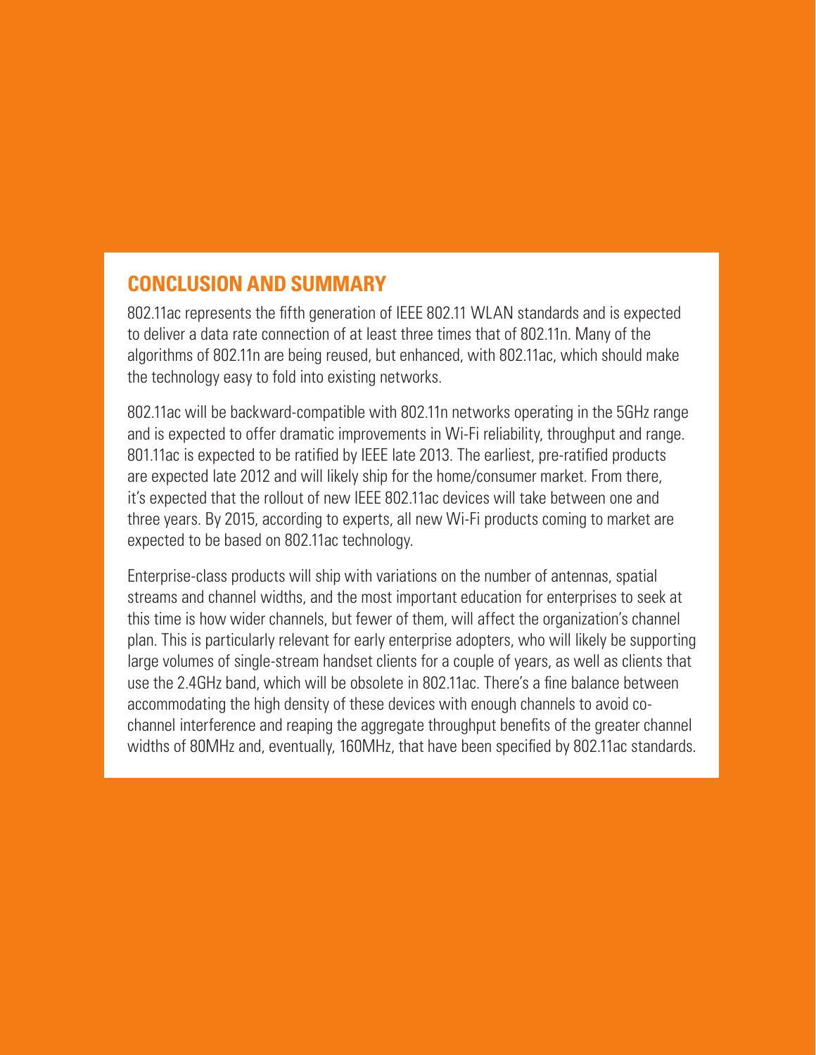## CONCLUSION AND SUMMARY

802.11ac represents the fifth generation of IEEE 802.11 WLAN standards and is expected to deliver a data rate connection of at least three times that of 802.11n. Many of the algorithms of 802.11n are being reused, but enhanced, with 802.11ac, which should make the technology easy to fold into existing networks.

802.11ac will be backward-compatible with 802.11n networks operating in the 5GHz range and is expected to offer dramatic improvements in Wi-Fi reliability, throughput and range. 801.11ac is expected to be ratified by IEEE late 2013. The earliest, pre-ratified products are expected late 2012 and will likely ship for the home/consumer market. From there, it's expected that the rollout of new IEEE 802.11ac devices will take between one and three years. By 2015, according to experts, all new Wi-Fi products coming to market are expected to be based on 802.11ac technology.

Enterprise-class products will ship with variations on the number of antennas, spatial streams and channel widths, and the most important education for enterprises to seek at this time is how wider channels, but fewer of them, will affect the organization's channel plan. This is particularly relevant for early enterprise adopters, who will likely be supporting large volumes of single-stream handset clients for a couple of years, as well as clients that use the 2.4GHz band, which will be obsolete in 802.11ac. There's a fine balance between accommodating the high density of these devices with enough channels to avoid co-channel interference and reaping the aggregate throughput benefits of the greater channel widths of 80MHz and, eventually, 160MHz, that have been specified by 802.11ac standards.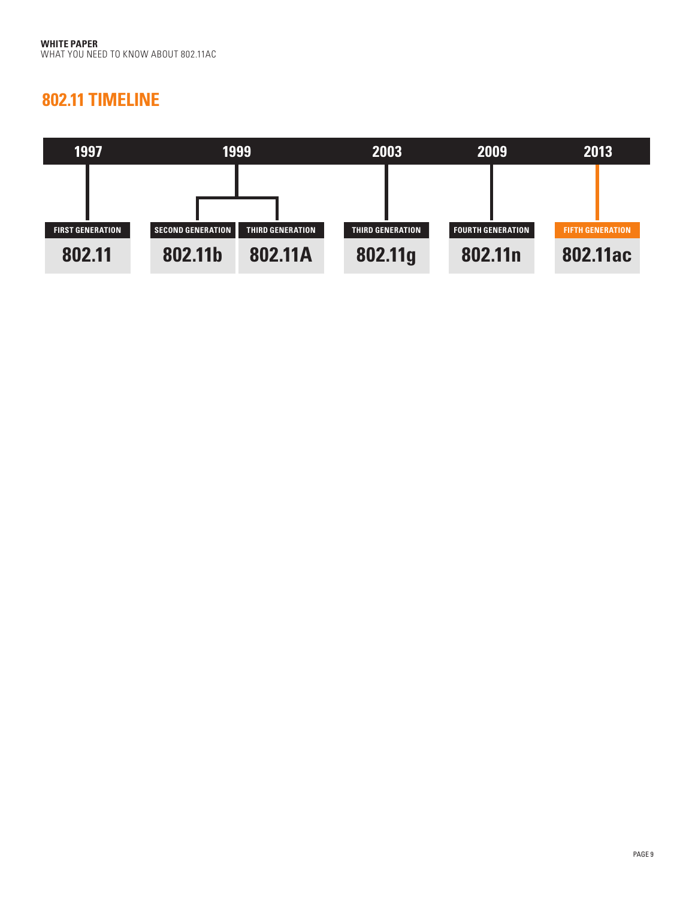## 802.11 TIMELINE

| 1997 | 1999 | | 2003 | 2009 | 2013 |
|---|---|---|---|---|---|
| FIRST GENERATION | SECOND GENERATION | THIRD GENERATION | THIRD GENERATION | FOURTH GENERATION | FIFTH GENERATION |
| 802.11 | 802.11b | 802.11A | 802.11g | 802.11n | 802.11ac |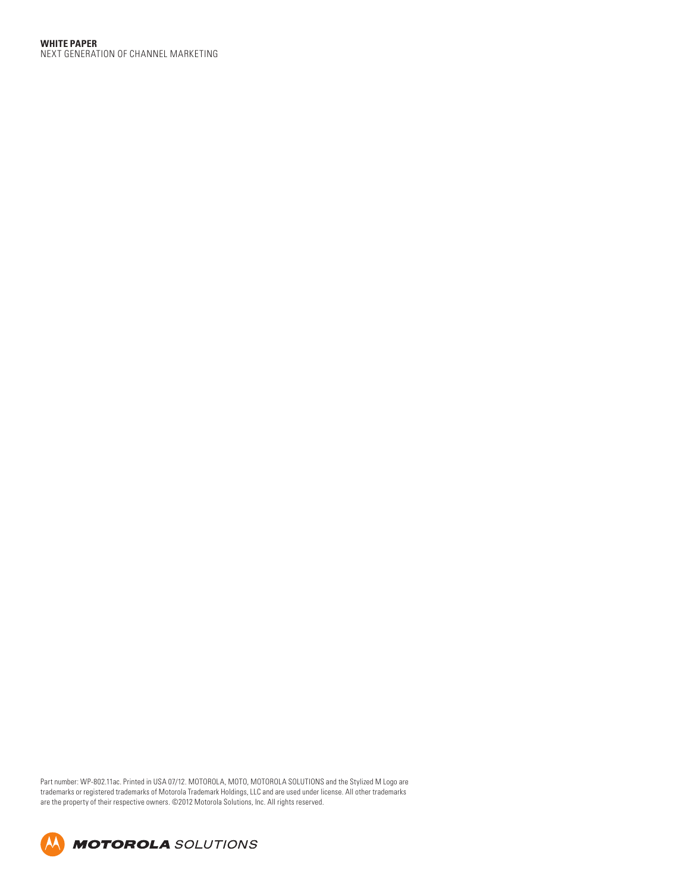Part number: WP-802.11ac. Printed in USA 07/12. MOTOROLA, MOTO, MOTOROLA SOLUTIONS and the Stylized M Logo are trademarks or registered trademarks of Motorola Trademark Holdings, LLC and are used under license. All other trademarks are the property of their respective owners. ©2012 Motorola Solutions, Inc. All rights reserved.

**MOTOROLA** SOLUTIONS